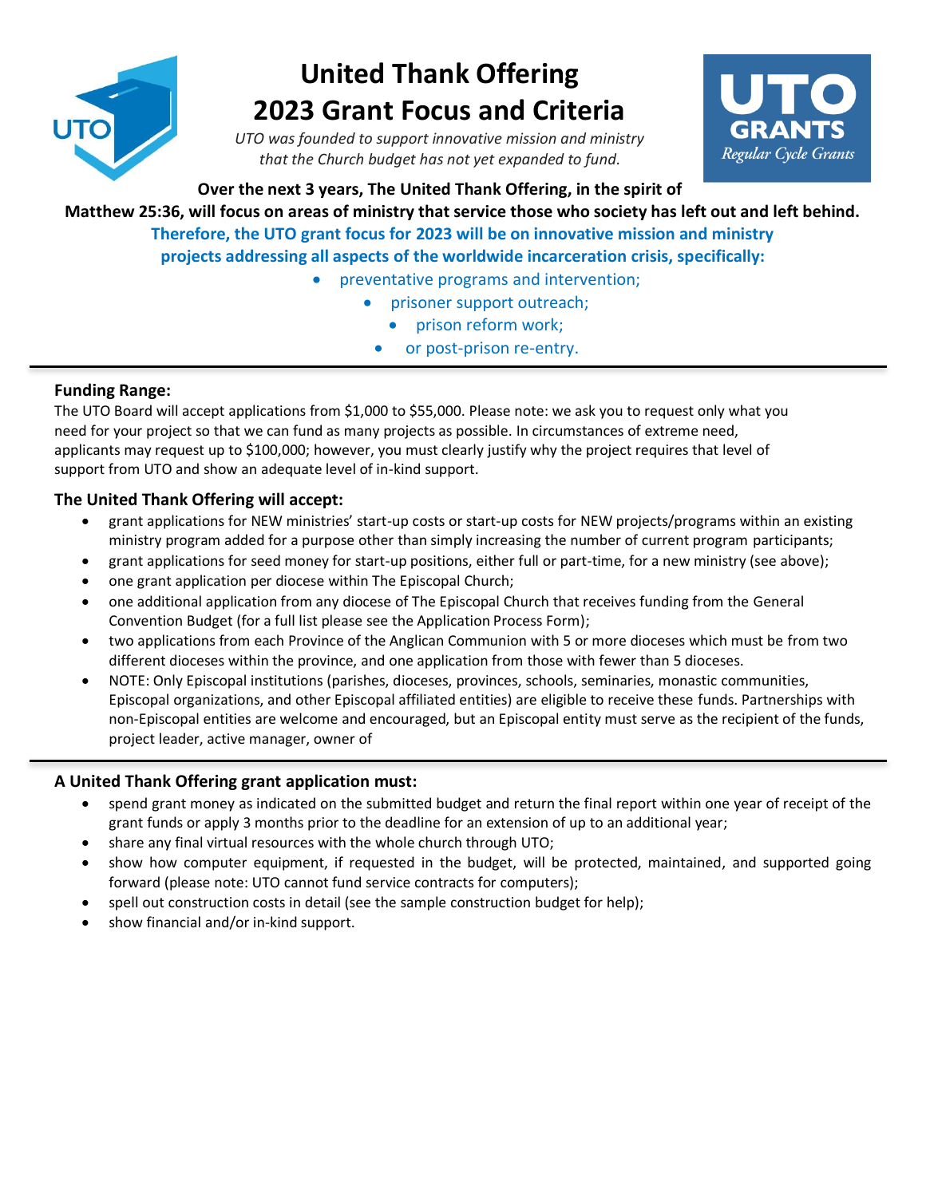# United Thank Offering 2023 Grant Focus and Criteria

*UTO was founded to support innovative mission and ministry that the Church budget has not yet expanded to fund.*

UTO GRANTS *Regular Cycle Grants*

**Over the next 3 years, The United Thank Offering, in the spirit of Matthew 25:36, will focus on areas of ministry that service those who society has left out and left behind.**

**Therefore, the UTO grant focus for 2023 will be on innovative mission and ministry projects addressing all aspects of the worldwide incarceration crisis, specifically:**

- preventative programs and intervention;
- prisoner support outreach;
- prison reform work;
- or post-prison re-entry.

---

**Funding Range:**

The UTO Board will accept applications from $1,000 to $55,000. Please note: we ask you to request only what you need for your project so that we can fund as many projects as possible. In circumstances of extreme need, applicants may request up to $100,000; however, you must clearly justify why the project requires that level of support from UTO and show an adequate level of in-kind support.

### The United Thank Offering will accept:

- grant applications for NEW ministries' start-up costs or start-up costs for NEW projects/programs within an existing ministry program added for a purpose other than simply increasing the number of current program participants;
- grant applications for seed money for start-up positions, either full or part-time, for a new ministry (see above);
- one grant application per diocese within The Episcopal Church;
- one additional application from any diocese of The Episcopal Church that receives funding from the General Convention Budget (for a full list please see the Application Process Form);
- two applications from each Province of the Anglican Communion with 5 or more dioceses which must be from two different dioceses within the province, and one application from those with fewer than 5 dioceses.
- NOTE: Only Episcopal institutions (parishes, dioceses, provinces, schools, seminaries, monastic communities, Episcopal organizations, and other Episcopal affiliated entities) are eligible to receive these funds. Partnerships with non-Episcopal entities are welcome and encouraged, but an Episcopal entity must serve as the recipient of the funds, project leader, active manager, owner of

---

### A United Thank Offering grant application must:

- spend grant money as indicated on the submitted budget and return the final report within one year of receipt of the grant funds or apply 3 months prior to the deadline for an extension of up to an additional year;
- share any final virtual resources with the whole church through UTO;
- show how computer equipment, if requested in the budget, will be protected, maintained, and supported going forward (please note: UTO cannot fund service contracts for computers);
- spell out construction costs in detail (see the sample construction budget for help);
- show financial and/or in-kind support.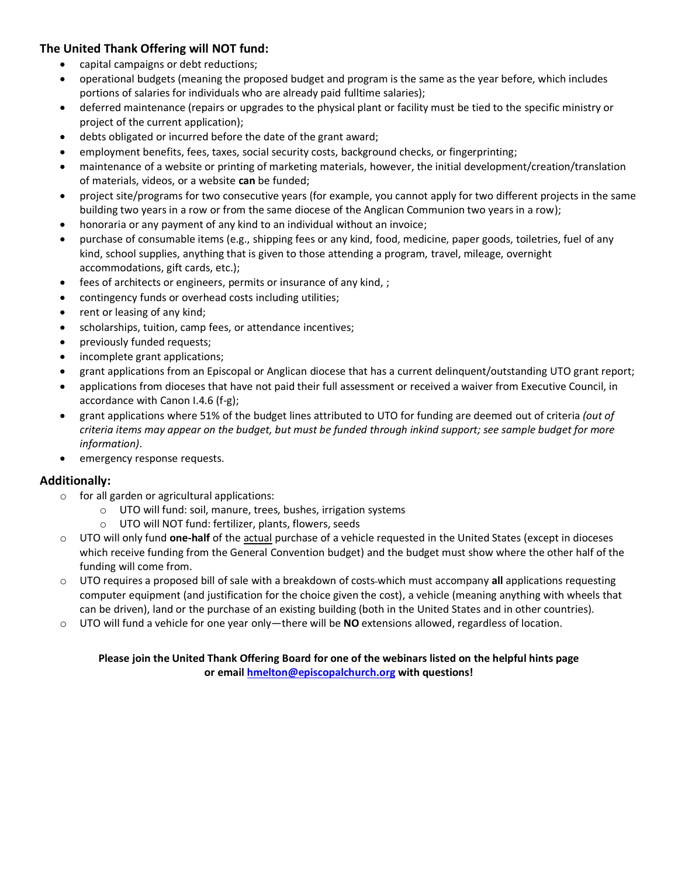### The United Thank Offering will NOT fund:

- capital campaigns or debt reductions;
- operational budgets (meaning the proposed budget and program is the same as the year before, which includes portions of salaries for individuals who are already paid fulltime salaries);
- deferred maintenance (repairs or upgrades to the physical plant or facility must be tied to the specific ministry or project of the current application);
- debts obligated or incurred before the date of the grant award;
- employment benefits, fees, taxes, social security costs, background checks, or fingerprinting;
- maintenance of a website or printing of marketing materials, however, the initial development/creation/translation of materials, videos, or a website **can** be funded;
- project site/programs for two consecutive years (for example, you cannot apply for two different projects in the same building two years in a row or from the same diocese of the Anglican Communion two years in a row);
- honoraria or any payment of any kind to an individual without an invoice;
- purchase of consumable items (e.g., shipping fees or any kind, food, medicine, paper goods, toiletries, fuel of any kind, school supplies, anything that is given to those attending a program, travel, mileage, overnight accommodations, gift cards, etc.);
- fees of architects or engineers, permits or insurance of any kind, ;
- contingency funds or overhead costs including utilities;
- rent or leasing of any kind;
- scholarships, tuition, camp fees, or attendance incentives;
- previously funded requests;
- incomplete grant applications;
- grant applications from an Episcopal or Anglican diocese that has a current delinquent/outstanding UTO grant report;
- applications from dioceses that have not paid their full assessment or received a waiver from Executive Council, in accordance with Canon I.4.6 (f-g);
- grant applications where 51% of the budget lines attributed to UTO for funding are deemed out of criteria *(out of criteria items may appear on the budget, but must be funded through inkind support; see sample budget for more information)*.
- emergency response requests.

### Additionally:

- for all garden or agricultural applications:
  - UTO will fund: soil, manure, trees, bushes, irrigation systems
  - UTO will NOT fund: fertilizer, plants, flowers, seeds
- UTO will only fund **one-half** of the actual purchase of a vehicle requested in the United States (except in dioceses which receive funding from the General Convention budget) and the budget must show where the other half of the funding will come from.
- UTO requires a proposed bill of sale with a breakdown of costs which must accompany **all** applications requesting computer equipment (and justification for the choice given the cost), a vehicle (meaning anything with wheels that can be driven), land or the purchase of an existing building (both in the United States and in other countries).
- UTO will fund a vehicle for one year only—there will be **NO** extensions allowed, regardless of location.

**Please join the United Thank Offering Board for one of the webinars listed on the helpful hints page or email hmelton@episcopalchurch.org with questions!**